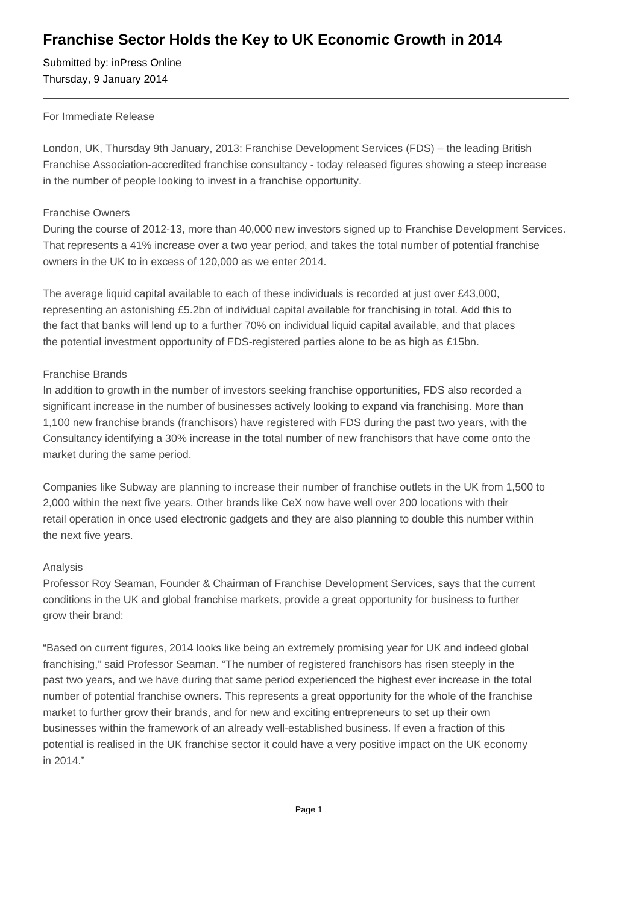# Franchise Sector Holds the Key to UK Economic Growth in 2014

Submitted by: inPress Online
Thursday, 9 January 2014

---

For Immediate Release

London, UK, Thursday 9th January, 2013: Franchise Development Services (FDS) – the leading British Franchise Association-accredited franchise consultancy - today released figures showing a steep increase in the number of people looking to invest in a franchise opportunity.

Franchise Owners
During the course of 2012-13, more than 40,000 new investors signed up to Franchise Development Services. That represents a 41% increase over a two year period, and takes the total number of potential franchise owners in the UK to in excess of 120,000 as we enter 2014.

The average liquid capital available to each of these individuals is recorded at just over £43,000, representing an astonishing £5.2bn of individual capital available for franchising in total. Add this to the fact that banks will lend up to a further 70% on individual liquid capital available, and that places the potential investment opportunity of FDS-registered parties alone to be as high as £15bn.

Franchise Brands
In addition to growth in the number of investors seeking franchise opportunities, FDS also recorded a significant increase in the number of businesses actively looking to expand via franchising. More than 1,100 new franchise brands (franchisors) have registered with FDS during the past two years, with the Consultancy identifying a 30% increase in the total number of new franchisors that have come onto the market during the same period.

Companies like Subway are planning to increase their number of franchise outlets in the UK from 1,500 to 2,000 within the next five years. Other brands like CeX now have well over 200 locations with their retail operation in once used electronic gadgets and they are also planning to double this number within the next five years.

Analysis
Professor Roy Seaman, Founder & Chairman of Franchise Development Services, says that the current conditions in the UK and global franchise markets, provide a great opportunity for business to further grow their brand:

"Based on current figures, 2014 looks like being an extremely promising year for UK and indeed global franchising," said Professor Seaman. "The number of registered franchisors has risen steeply in the past two years, and we have during that same period experienced the highest ever increase in the total number of potential franchise owners. This represents a great opportunity for the whole of the franchise market to further grow their brands, and for new and exciting entrepreneurs to set up their own businesses within the framework of an already well-established business. If even a fraction of this potential is realised in the UK franchise sector it could have a very positive impact on the UK economy in 2014."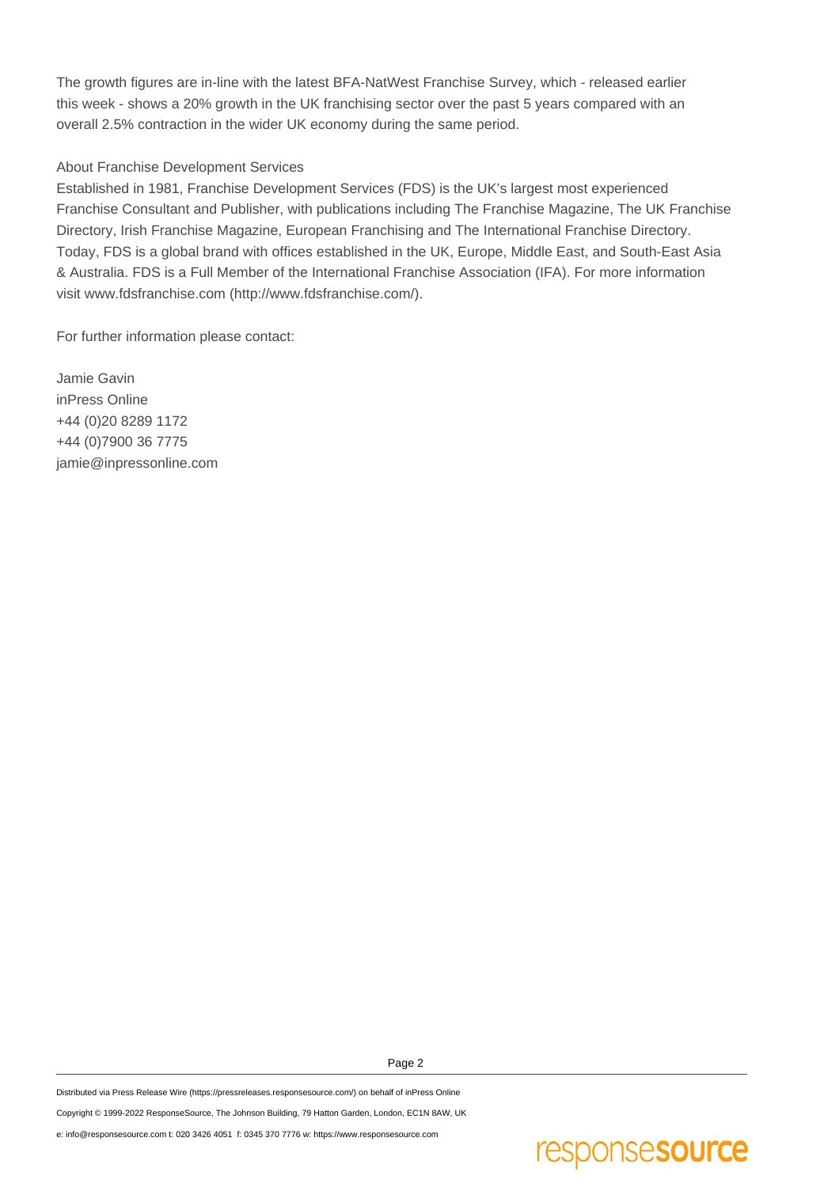The growth figures are in-line with the latest BFA-NatWest Franchise Survey, which - released earlier this week - shows a 20% growth in the UK franchising sector over the past 5 years compared with an overall 2.5% contraction in the wider UK economy during the same period.

About Franchise Development Services

Established in 1981, Franchise Development Services (FDS) is the UK's largest most experienced Franchise Consultant and Publisher, with publications including The Franchise Magazine, The UK Franchise Directory, Irish Franchise Magazine, European Franchising and The International Franchise Directory. Today, FDS is a global brand with offices established in the UK, Europe, Middle East, and South-East Asia & Australia. FDS is a Full Member of the International Franchise Association (IFA). For more information visit www.fdsfranchise.com (http://www.fdsfranchise.com/).

For further information please contact:

Jamie Gavin
inPress Online
+44 (0)20 8289 1172
+44 (0)7900 36 7775
jamie@inpressonline.com